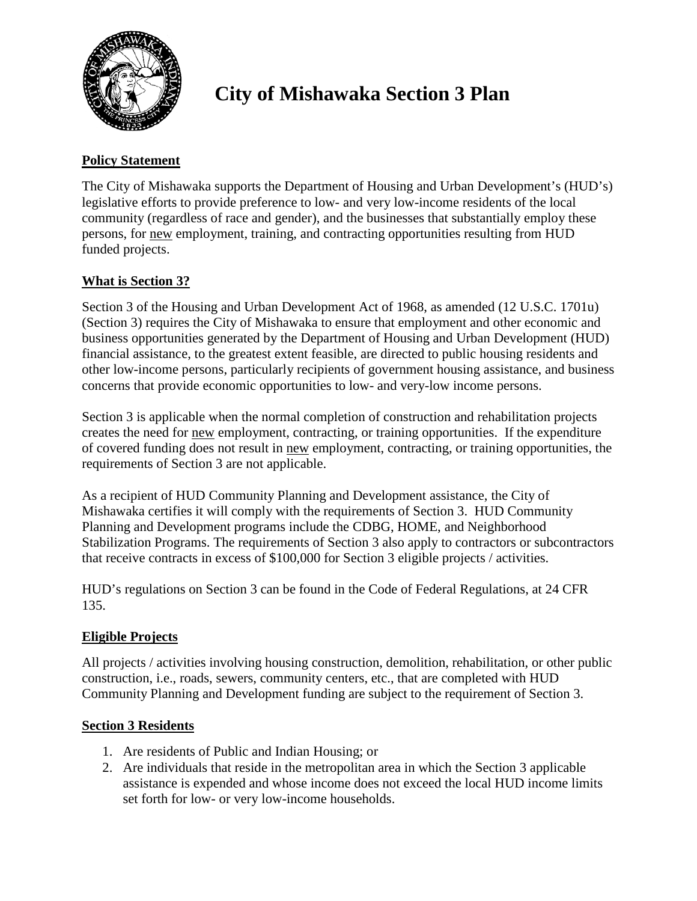# City of Mishawaka Section 3 Plan

## Policy Statement

The City of Mishawaka supports the Department of Housing and Urban Development's (HUD's) legislative efforts to provide preference to low- and very low-income residents of the local community (regardless of race and gender), and the businesses that substantially employ these persons, for new employment, training, and contracting opportunities resulting from HUD funded projects.

## What is Section 3?

Section 3 of the Housing and Urban Development Act of 1968, as amended (12 U.S.C. 1701u) (Section 3) requires the City of Mishawaka to ensure that employment and other economic and business opportunities generated by the Department of Housing and Urban Development (HUD) financial assistance, to the greatest extent feasible, are directed to public housing residents and other low-income persons, particularly recipients of government housing assistance, and business concerns that provide economic opportunities to low- and very-low income persons.

Section 3 is applicable when the normal completion of construction and rehabilitation projects creates the need for new employment, contracting, or training opportunities. If the expenditure of covered funding does not result in new employment, contracting, or training opportunities, the requirements of Section 3 are not applicable.

As a recipient of HUD Community Planning and Development assistance, the City of Mishawaka certifies it will comply with the requirements of Section 3. HUD Community Planning and Development programs include the CDBG, HOME, and Neighborhood Stabilization Programs. The requirements of Section 3 also apply to contractors or subcontractors that receive contracts in excess of $100,000 for Section 3 eligible projects / activities.

HUD's regulations on Section 3 can be found in the Code of Federal Regulations, at 24 CFR 135.

## Eligible Projects

All projects / activities involving housing construction, demolition, rehabilitation, or other public construction, i.e., roads, sewers, community centers, etc., that are completed with HUD Community Planning and Development funding are subject to the requirement of Section 3.

## Section 3 Residents

1. Are residents of Public and Indian Housing; or
2. Are individuals that reside in the metropolitan area in which the Section 3 applicable assistance is expended and whose income does not exceed the local HUD income limits set forth for low- or very low-income households.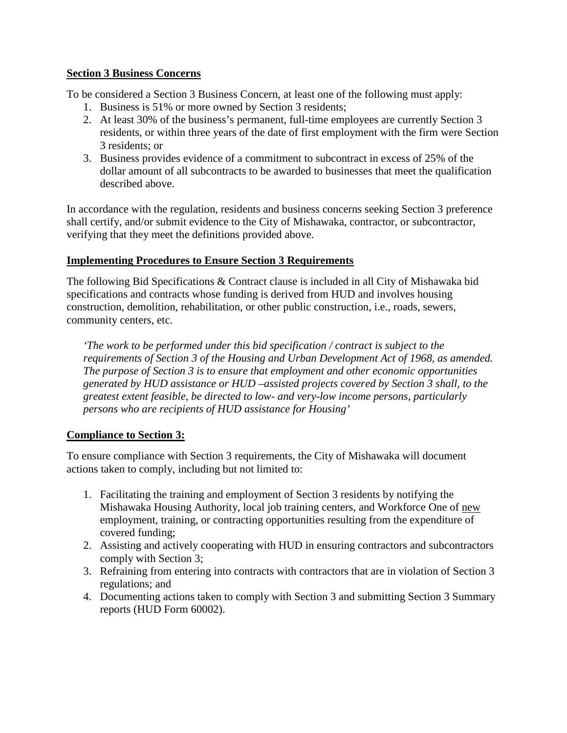**Section 3 Business Concerns**

To be considered a Section 3 Business Concern, at least one of the following must apply:

1. Business is 51% or more owned by Section 3 residents;
2. At least 30% of the business's permanent, full-time employees are currently Section 3 residents, or within three years of the date of first employment with the firm were Section 3 residents; or
3. Business provides evidence of a commitment to subcontract in excess of 25% of the dollar amount of all subcontracts to be awarded to businesses that meet the qualification described above.

In accordance with the regulation, residents and business concerns seeking Section 3 preference shall certify, and/or submit evidence to the City of Mishawaka, contractor, or subcontractor, verifying that they meet the definitions provided above.

**Implementing Procedures to Ensure Section 3 Requirements**

The following Bid Specifications & Contract clause is included in all City of Mishawaka bid specifications and contracts whose funding is derived from HUD and involves housing construction, demolition, rehabilitation, or other public construction, i.e., roads, sewers, community centers, etc.

> *'The work to be performed under this bid specification / contract is subject to the requirements of Section 3 of the Housing and Urban Development Act of 1968, as amended. The purpose of Section 3 is to ensure that employment and other economic opportunities generated by HUD assistance or HUD –assisted projects covered by Section 3 shall, to the greatest extent feasible, be directed to low- and very-low income persons, particularly persons who are recipients of HUD assistance for Housing'*

**Compliance to Section 3:**

To ensure compliance with Section 3 requirements, the City of Mishawaka will document actions taken to comply, including but not limited to:

1. Facilitating the training and employment of Section 3 residents by notifying the Mishawaka Housing Authority, local job training centers, and Workforce One of new employment, training, or contracting opportunities resulting from the expenditure of covered funding;
2. Assisting and actively cooperating with HUD in ensuring contractors and subcontractors comply with Section 3;
3. Refraining from entering into contracts with contractors that are in violation of Section 3 regulations; and
4. Documenting actions taken to comply with Section 3 and submitting Section 3 Summary reports (HUD Form 60002).